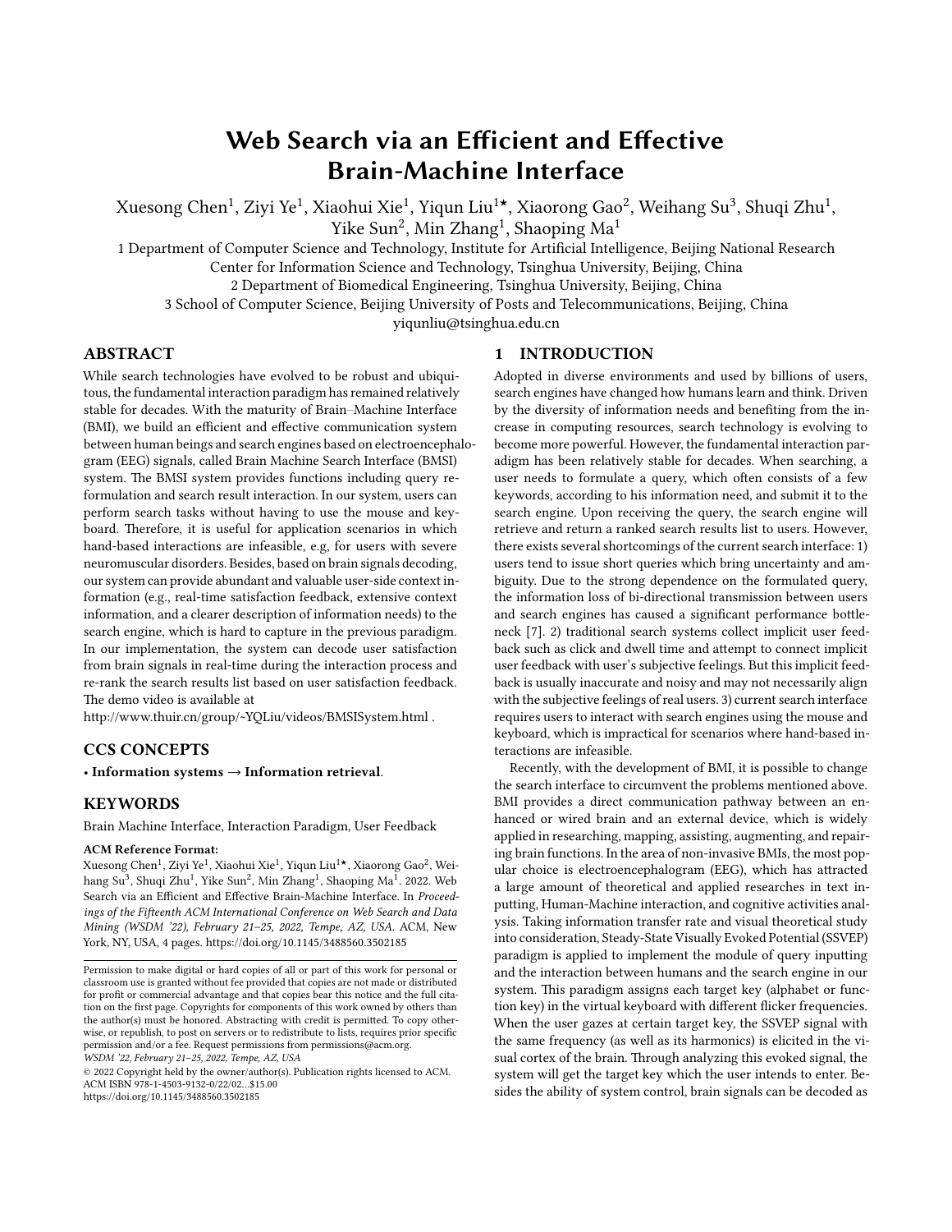# Web Search via an Efficient and Effective Brain-Machine Interface

Xuesong Chen[1], Ziyi Ye[1], Xiaohui Xie[1], Yiqun Liu[1⋆], Xiaorong Gao[2], Weihang Su[3], Shuqi Zhu[1], Yike Sun[2], Min Zhang[1], Shaoping Ma[1]

1 Department of Computer Science and Technology, Institute for Artificial Intelligence, Beijing National Research Center for Information Science and Technology, Tsinghua University, Beijing, China

2 Department of Biomedical Engineering, Tsinghua University, Beijing, China

3 School of Computer Science, Beijing University of Posts and Telecommunications, Beijing, China

yiqunliu@tsinghua.edu.cn

## ABSTRACT

While search technologies have evolved to be robust and ubiquitous, the fundamental interaction paradigm has remained relatively stable for decades. With the maturity of Brain–Machine Interface (BMI), we build an efficient and effective communication system between human beings and search engines based on electroencephalogram (EEG) signals, called Brain Machine Search Interface (BMSI) system. The BMSI system provides functions including query reformulation and search result interaction. In our system, users can perform search tasks without having to use the mouse and keyboard. Therefore, it is useful for application scenarios in which hand-based interactions are infeasible, e.g, for users with severe neuromuscular disorders. Besides, based on brain signals decoding, our system can provide abundant and valuable user-side context information (e.g., real-time satisfaction feedback, extensive context information, and a clearer description of information needs) to the search engine, which is hard to capture in the previous paradigm. In our implementation, the system can decode user satisfaction from brain signals in real-time during the interaction process and re-rank the search results list based on user satisfaction feedback. The demo video is available at

http://www.thuir.cn/group/~YQLiu/videos/BMSISystem.html .

## CCS CONCEPTS

• **Information systems → Information retrieval**.

## KEYWORDS

Brain Machine Interface, Interaction Paradigm, User Feedback

**ACM Reference Format:**

Xuesong Chen[1], Ziyi Ye[1], Xiaohui Xie[1], Yiqun Liu[1⋆], Xiaorong Gao[2], Weihang Su[3], Shuqi Zhu[1], Yike Sun[2], Min Zhang[1], Shaoping Ma[1]. 2022. Web Search via an Efficient and Effective Brain-Machine Interface. In *Proceedings of the Fifteenth ACM International Conference on Web Search and Data Mining (WSDM '22), February 21–25, 2022, Tempe, AZ, USA.* ACM, New York, NY, USA, 4 pages. https://doi.org/10.1145/3488560.3502185

Permission to make digital or hard copies of all or part of this work for personal or classroom use is granted without fee provided that copies are not made or distributed for profit or commercial advantage and that copies bear this notice and the full citation on the first page. Copyrights for components of this work owned by others than the author(s) must be honored. Abstracting with credit is permitted. To copy otherwise, or republish, to post on servers or to redistribute to lists, requires prior specific permission and/or a fee. Request permissions from permissions@acm.org.

*WSDM '22, February 21–25, 2022, Tempe, AZ, USA*

© 2022 Copyright held by the owner/author(s). Publication rights licensed to ACM.
ACM ISBN 978-1-4503-9132-0/22/02...$15.00
https://doi.org/10.1145/3488560.3502185

## 1 INTRODUCTION

Adopted in diverse environments and used by billions of users, search engines have changed how humans learn and think. Driven by the diversity of information needs and benefiting from the increase in computing resources, search technology is evolving to become more powerful. However, the fundamental interaction paradigm has been relatively stable for decades. When searching, a user needs to formulate a query, which often consists of a few keywords, according to his information need, and submit it to the search engine. Upon receiving the query, the search engine will retrieve and return a ranked search results list to users. However, there exists several shortcomings of the current search interface: 1) users tend to issue short queries which bring uncertainty and ambiguity. Due to the strong dependence on the formulated query, the information loss of bi-directional transmission between users and search engines has caused a significant performance bottleneck [7]. 2) traditional search systems collect implicit user feedback such as click and dwell time and attempt to connect implicit user feedback with user's subjective feelings. But this implicit feedback is usually inaccurate and noisy and may not necessarily align with the subjective feelings of real users. 3) current search interface requires users to interact with search engines using the mouse and keyboard, which is impractical for scenarios where hand-based interactions are infeasible.

Recently, with the development of BMI, it is possible to change the search interface to circumvent the problems mentioned above. BMI provides a direct communication pathway between an enhanced or wired brain and an external device, which is widely applied in researching, mapping, assisting, augmenting, and repairing brain functions. In the area of non-invasive BMIs, the most popular choice is electroencephalogram (EEG), which has attracted a large amount of theoretical and applied researches in text inputting, Human-Machine interaction, and cognitive activities analysis. Taking information transfer rate and visual theoretical study into consideration, Steady-State Visually Evoked Potential (SSVEP) paradigm is applied to implement the module of query inputting and the interaction between humans and the search engine in our system. This paradigm assigns each target key (alphabet or function key) in the virtual keyboard with different flicker frequencies. When the user gazes at certain target key, the SSVEP signal with the same frequency (as well as its harmonics) is elicited in the visual cortex of the brain. Through analyzing this evoked signal, the system will get the target key which the user intends to enter. Besides the ability of system control, brain signals can be decoded as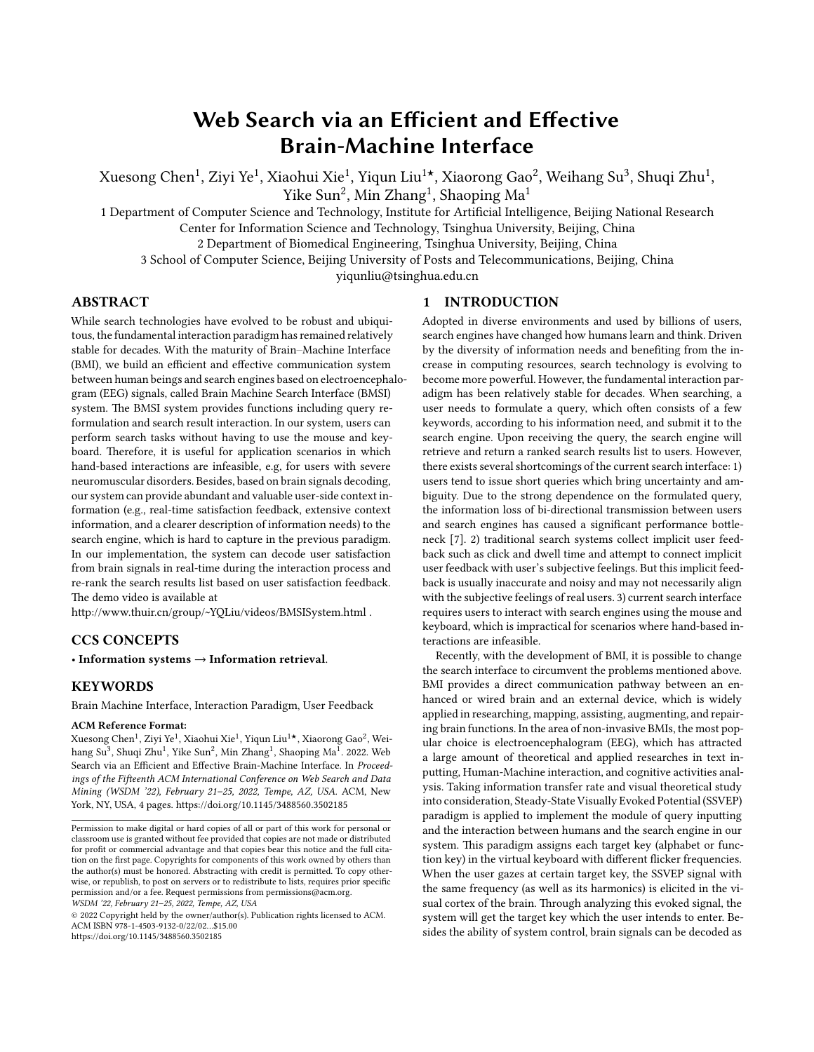# Web Search via an Efficient and Effective Brain-Machine Interface

Xuesong Chen[1], Ziyi Ye[1], Xiaohui Xie[1], Yiqun Liu[1⋆], Xiaorong Gao[2], Weihang Su[3], Shuqi Zhu[1], Yike Sun[2], Min Zhang[1], Shaoping Ma[1]

1 Department of Computer Science and Technology, Institute for Artificial Intelligence, Beijing National Research Center for Information Science and Technology, Tsinghua University, Beijing, China

2 Department of Biomedical Engineering, Tsinghua University, Beijing, China

3 School of Computer Science, Beijing University of Posts and Telecommunications, Beijing, China

yiqunliu@tsinghua.edu.cn

## ABSTRACT

While search technologies have evolved to be robust and ubiquitous, the fundamental interaction paradigm has remained relatively stable for decades. With the maturity of Brain–Machine Interface (BMI), we build an efficient and effective communication system between human beings and search engines based on electroencephalogram (EEG) signals, called Brain Machine Search Interface (BMSI) system. The BMSI system provides functions including query reformulation and search result interaction. In our system, users can perform search tasks without having to use the mouse and keyboard. Therefore, it is useful for application scenarios in which hand-based interactions are infeasible, e.g, for users with severe neuromuscular disorders. Besides, based on brain signals decoding, our system can provide abundant and valuable user-side context information (e.g., real-time satisfaction feedback, extensive context information, and a clearer description of information needs) to the search engine, which is hard to capture in the previous paradigm. In our implementation, the system can decode user satisfaction from brain signals in real-time during the interaction process and re-rank the search results list based on user satisfaction feedback. The demo video is available at

http://www.thuir.cn/group/~YQLiu/videos/BMSISystem.html .

## CCS CONCEPTS

• **Information systems → Information retrieval**.

## KEYWORDS

Brain Machine Interface, Interaction Paradigm, User Feedback

**ACM Reference Format:**

Xuesong Chen[1], Ziyi Ye[1], Xiaohui Xie[1], Yiqun Liu[1⋆], Xiaorong Gao[2], Weihang Su[3], Shuqi Zhu[1], Yike Sun[2], Min Zhang[1], Shaoping Ma[1]. 2022. Web Search via an Efficient and Effective Brain-Machine Interface. In *Proceedings of the Fifteenth ACM International Conference on Web Search and Data Mining (WSDM '22), February 21–25, 2022, Tempe, AZ, USA.* ACM, New York, NY, USA, 4 pages. https://doi.org/10.1145/3488560.3502185

Permission to make digital or hard copies of all or part of this work for personal or classroom use is granted without fee provided that copies are not made or distributed for profit or commercial advantage and that copies bear this notice and the full citation on the first page. Copyrights for components of this work owned by others than the author(s) must be honored. Abstracting with credit is permitted. To copy otherwise, or republish, to post on servers or to redistribute to lists, requires prior specific permission and/or a fee. Request permissions from permissions@acm.org.

*WSDM '22, February 21–25, 2022, Tempe, AZ, USA*

© 2022 Copyright held by the owner/author(s). Publication rights licensed to ACM.
ACM ISBN 978-1-4503-9132-0/22/02...$15.00
https://doi.org/10.1145/3488560.3502185

## 1 INTRODUCTION

Adopted in diverse environments and used by billions of users, search engines have changed how humans learn and think. Driven by the diversity of information needs and benefiting from the increase in computing resources, search technology is evolving to become more powerful. However, the fundamental interaction paradigm has been relatively stable for decades. When searching, a user needs to formulate a query, which often consists of a few keywords, according to his information need, and submit it to the search engine. Upon receiving the query, the search engine will retrieve and return a ranked search results list to users. However, there exists several shortcomings of the current search interface: 1) users tend to issue short queries which bring uncertainty and ambiguity. Due to the strong dependence on the formulated query, the information loss of bi-directional transmission between users and search engines has caused a significant performance bottleneck [7]. 2) traditional search systems collect implicit user feedback such as click and dwell time and attempt to connect implicit user feedback with user's subjective feelings. But this implicit feedback is usually inaccurate and noisy and may not necessarily align with the subjective feelings of real users. 3) current search interface requires users to interact with search engines using the mouse and keyboard, which is impractical for scenarios where hand-based interactions are infeasible.

Recently, with the development of BMI, it is possible to change the search interface to circumvent the problems mentioned above. BMI provides a direct communication pathway between an enhanced or wired brain and an external device, which is widely applied in researching, mapping, assisting, augmenting, and repairing brain functions. In the area of non-invasive BMIs, the most popular choice is electroencephalogram (EEG), which has attracted a large amount of theoretical and applied researches in text inputting, Human-Machine interaction, and cognitive activities analysis. Taking information transfer rate and visual theoretical study into consideration, Steady-State Visually Evoked Potential (SSVEP) paradigm is applied to implement the module of query inputting and the interaction between humans and the search engine in our system. This paradigm assigns each target key (alphabet or function key) in the virtual keyboard with different flicker frequencies. When the user gazes at certain target key, the SSVEP signal with the same frequency (as well as its harmonics) is elicited in the visual cortex of the brain. Through analyzing this evoked signal, the system will get the target key which the user intends to enter. Besides the ability of system control, brain signals can be decoded as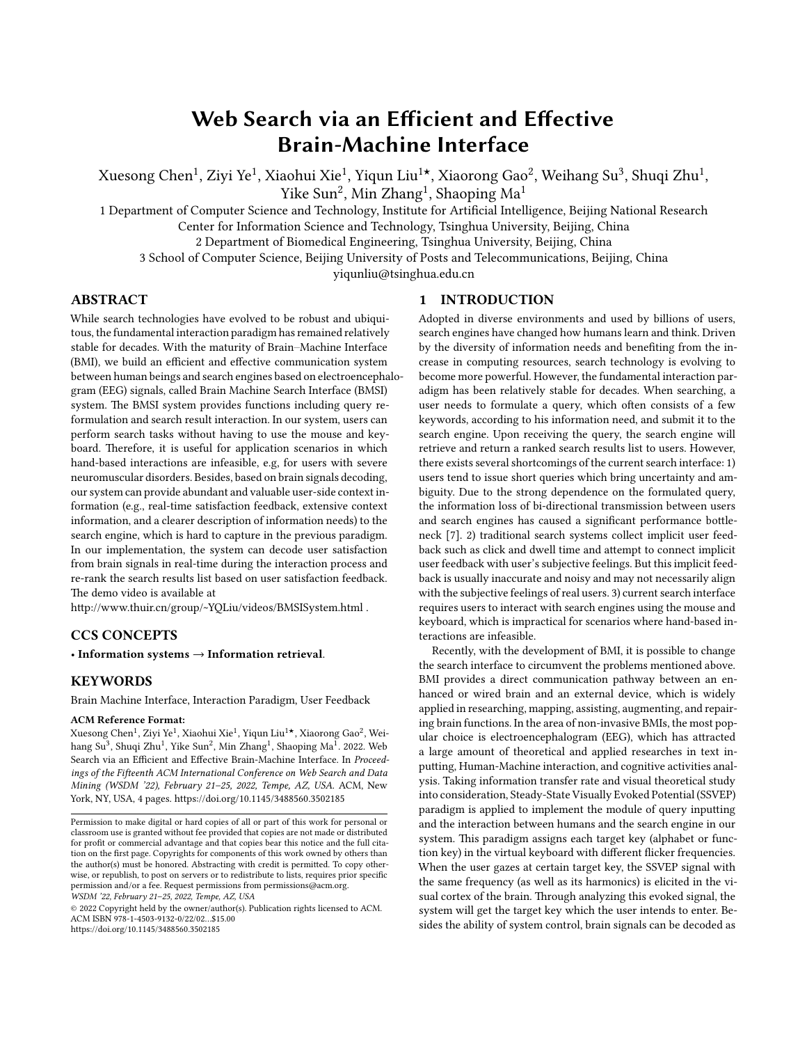# Web Search via an Efficient and Effective Brain-Machine Interface

Xuesong Chen[1], Ziyi Ye[1], Xiaohui Xie[1], Yiqun Liu[1⋆], Xiaorong Gao[2], Weihang Su[3], Shuqi Zhu[1], Yike Sun[2], Min Zhang[1], Shaoping Ma[1]

1 Department of Computer Science and Technology, Institute for Artificial Intelligence, Beijing National Research Center for Information Science and Technology, Tsinghua University, Beijing, China

2 Department of Biomedical Engineering, Tsinghua University, Beijing, China

3 School of Computer Science, Beijing University of Posts and Telecommunications, Beijing, China

yiqunliu@tsinghua.edu.cn

## ABSTRACT

While search technologies have evolved to be robust and ubiquitous, the fundamental interaction paradigm has remained relatively stable for decades. With the maturity of Brain–Machine Interface (BMI), we build an efficient and effective communication system between human beings and search engines based on electroencephalogram (EEG) signals, called Brain Machine Search Interface (BMSI) system. The BMSI system provides functions including query reformulation and search result interaction. In our system, users can perform search tasks without having to use the mouse and keyboard. Therefore, it is useful for application scenarios in which hand-based interactions are infeasible, e.g, for users with severe neuromuscular disorders. Besides, based on brain signals decoding, our system can provide abundant and valuable user-side context information (e.g., real-time satisfaction feedback, extensive context information, and a clearer description of information needs) to the search engine, which is hard to capture in the previous paradigm. In our implementation, the system can decode user satisfaction from brain signals in real-time during the interaction process and re-rank the search results list based on user satisfaction feedback. The demo video is available at

http://www.thuir.cn/group/~YQLiu/videos/BMSISystem.html .

## CCS CONCEPTS

• **Information systems → Information retrieval**.

## KEYWORDS

Brain Machine Interface, Interaction Paradigm, User Feedback

**ACM Reference Format:**

Xuesong Chen[1], Ziyi Ye[1], Xiaohui Xie[1], Yiqun Liu[1⋆], Xiaorong Gao[2], Weihang Su[3], Shuqi Zhu[1], Yike Sun[2], Min Zhang[1], Shaoping Ma[1]. 2022. Web Search via an Efficient and Effective Brain-Machine Interface. In *Proceedings of the Fifteenth ACM International Conference on Web Search and Data Mining (WSDM '22), February 21–25, 2022, Tempe, AZ, USA.* ACM, New York, NY, USA, 4 pages. https://doi.org/10.1145/3488560.3502185

Permission to make digital or hard copies of all or part of this work for personal or classroom use is granted without fee provided that copies are not made or distributed for profit or commercial advantage and that copies bear this notice and the full citation on the first page. Copyrights for components of this work owned by others than the author(s) must be honored. Abstracting with credit is permitted. To copy otherwise, or republish, to post on servers or to redistribute to lists, requires prior specific permission and/or a fee. Request permissions from permissions@acm.org.

*WSDM '22, February 21–25, 2022, Tempe, AZ, USA*

© 2022 Copyright held by the owner/author(s). Publication rights licensed to ACM.
ACM ISBN 978-1-4503-9132-0/22/02...$15.00
https://doi.org/10.1145/3488560.3502185

## 1 INTRODUCTION

Adopted in diverse environments and used by billions of users, search engines have changed how humans learn and think. Driven by the diversity of information needs and benefiting from the increase in computing resources, search technology is evolving to become more powerful. However, the fundamental interaction paradigm has been relatively stable for decades. When searching, a user needs to formulate a query, which often consists of a few keywords, according to his information need, and submit it to the search engine. Upon receiving the query, the search engine will retrieve and return a ranked search results list to users. However, there exists several shortcomings of the current search interface: 1) users tend to issue short queries which bring uncertainty and ambiguity. Due to the strong dependence on the formulated query, the information loss of bi-directional transmission between users and search engines has caused a significant performance bottleneck [7]. 2) traditional search systems collect implicit user feedback such as click and dwell time and attempt to connect implicit user feedback with user's subjective feelings. But this implicit feedback is usually inaccurate and noisy and may not necessarily align with the subjective feelings of real users. 3) current search interface requires users to interact with search engines using the mouse and keyboard, which is impractical for scenarios where hand-based interactions are infeasible.

Recently, with the development of BMI, it is possible to change the search interface to circumvent the problems mentioned above. BMI provides a direct communication pathway between an enhanced or wired brain and an external device, which is widely applied in researching, mapping, assisting, augmenting, and repairing brain functions. In the area of non-invasive BMIs, the most popular choice is electroencephalogram (EEG), which has attracted a large amount of theoretical and applied researches in text inputting, Human-Machine interaction, and cognitive activities analysis. Taking information transfer rate and visual theoretical study into consideration, Steady-State Visually Evoked Potential (SSVEP) paradigm is applied to implement the module of query inputting and the interaction between humans and the search engine in our system. This paradigm assigns each target key (alphabet or function key) in the virtual keyboard with different flicker frequencies. When the user gazes at certain target key, the SSVEP signal with the same frequency (as well as its harmonics) is elicited in the visual cortex of the brain. Through analyzing this evoked signal, the system will get the target key which the user intends to enter. Besides the ability of system control, brain signals can be decoded as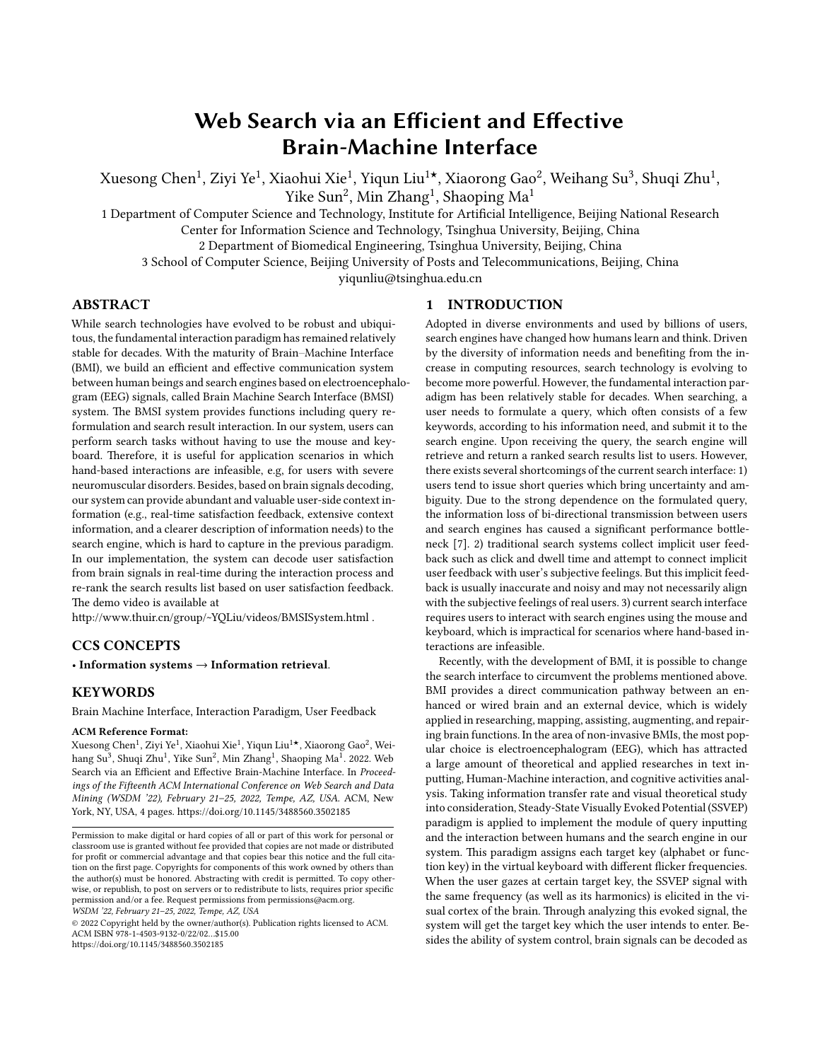# Web Search via an Efficient and Effective Brain-Machine Interface

Xuesong Chen[1], Ziyi Ye[1], Xiaohui Xie[1], Yiqun Liu[1⋆], Xiaorong Gao[2], Weihang Su[3], Shuqi Zhu[1], Yike Sun[2], Min Zhang[1], Shaoping Ma[1]

1 Department of Computer Science and Technology, Institute for Artificial Intelligence, Beijing National Research Center for Information Science and Technology, Tsinghua University, Beijing, China

2 Department of Biomedical Engineering, Tsinghua University, Beijing, China

3 School of Computer Science, Beijing University of Posts and Telecommunications, Beijing, China

yiqunliu@tsinghua.edu.cn

## ABSTRACT

While search technologies have evolved to be robust and ubiquitous, the fundamental interaction paradigm has remained relatively stable for decades. With the maturity of Brain–Machine Interface (BMI), we build an efficient and effective communication system between human beings and search engines based on electroencephalogram (EEG) signals, called Brain Machine Search Interface (BMSI) system. The BMSI system provides functions including query reformulation and search result interaction. In our system, users can perform search tasks without having to use the mouse and keyboard. Therefore, it is useful for application scenarios in which hand-based interactions are infeasible, e.g, for users with severe neuromuscular disorders. Besides, based on brain signals decoding, our system can provide abundant and valuable user-side context information (e.g., real-time satisfaction feedback, extensive context information, and a clearer description of information needs) to the search engine, which is hard to capture in the previous paradigm. In our implementation, the system can decode user satisfaction from brain signals in real-time during the interaction process and re-rank the search results list based on user satisfaction feedback. The demo video is available at

http://www.thuir.cn/group/~YQLiu/videos/BMSISystem.html .

## CCS CONCEPTS

• **Information systems → Information retrieval**.

## KEYWORDS

Brain Machine Interface, Interaction Paradigm, User Feedback

**ACM Reference Format:**

Xuesong Chen[1], Ziyi Ye[1], Xiaohui Xie[1], Yiqun Liu[1⋆], Xiaorong Gao[2], Weihang Su[3], Shuqi Zhu[1], Yike Sun[2], Min Zhang[1], Shaoping Ma[1]. 2022. Web Search via an Efficient and Effective Brain-Machine Interface. In *Proceedings of the Fifteenth ACM International Conference on Web Search and Data Mining (WSDM '22), February 21–25, 2022, Tempe, AZ, USA.* ACM, New York, NY, USA, 4 pages. https://doi.org/10.1145/3488560.3502185

Permission to make digital or hard copies of all or part of this work for personal or classroom use is granted without fee provided that copies are not made or distributed for profit or commercial advantage and that copies bear this notice and the full citation on the first page. Copyrights for components of this work owned by others than the author(s) must be honored. Abstracting with credit is permitted. To copy otherwise, or republish, to post on servers or to redistribute to lists, requires prior specific permission and/or a fee. Request permissions from permissions@acm.org.

*WSDM '22, February 21–25, 2022, Tempe, AZ, USA*

© 2022 Copyright held by the owner/author(s). Publication rights licensed to ACM.
ACM ISBN 978-1-4503-9132-0/22/02...$15.00
https://doi.org/10.1145/3488560.3502185

## 1 INTRODUCTION

Adopted in diverse environments and used by billions of users, search engines have changed how humans learn and think. Driven by the diversity of information needs and benefiting from the increase in computing resources, search technology is evolving to become more powerful. However, the fundamental interaction paradigm has been relatively stable for decades. When searching, a user needs to formulate a query, which often consists of a few keywords, according to his information need, and submit it to the search engine. Upon receiving the query, the search engine will retrieve and return a ranked search results list to users. However, there exists several shortcomings of the current search interface: 1) users tend to issue short queries which bring uncertainty and ambiguity. Due to the strong dependence on the formulated query, the information loss of bi-directional transmission between users and search engines has caused a significant performance bottleneck [7]. 2) traditional search systems collect implicit user feedback such as click and dwell time and attempt to connect implicit user feedback with user's subjective feelings. But this implicit feedback is usually inaccurate and noisy and may not necessarily align with the subjective feelings of real users. 3) current search interface requires users to interact with search engines using the mouse and keyboard, which is impractical for scenarios where hand-based interactions are infeasible.

Recently, with the development of BMI, it is possible to change the search interface to circumvent the problems mentioned above. BMI provides a direct communication pathway between an enhanced or wired brain and an external device, which is widely applied in researching, mapping, assisting, augmenting, and repairing brain functions. In the area of non-invasive BMIs, the most popular choice is electroencephalogram (EEG), which has attracted a large amount of theoretical and applied researches in text inputting, Human-Machine interaction, and cognitive activities analysis. Taking information transfer rate and visual theoretical study into consideration, Steady-State Visually Evoked Potential (SSVEP) paradigm is applied to implement the module of query inputting and the interaction between humans and the search engine in our system. This paradigm assigns each target key (alphabet or function key) in the virtual keyboard with different flicker frequencies. When the user gazes at certain target key, the SSVEP signal with the same frequency (as well as its harmonics) is elicited in the visual cortex of the brain. Through analyzing this evoked signal, the system will get the target key which the user intends to enter. Besides the ability of system control, brain signals can be decoded as